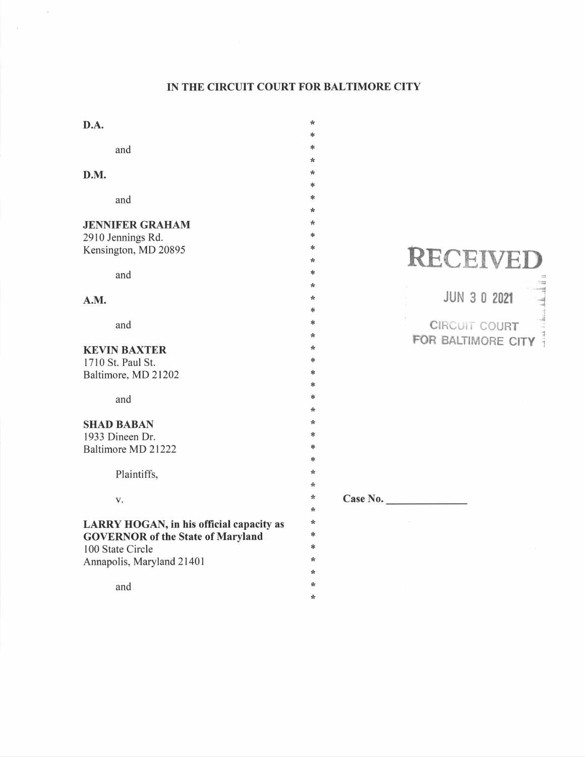**IN THE CIRCUIT COURT FOR BALTIMORE CITY**

**D.A.**

and

**D.M.**

and

**JENNIFER GRAHAM**
2910 Jennings Rd.
Kensington, MD 20895

and

**A.M.**

and

**KEVIN BAXTER**
1710 St. Paul St.
Baltimore, MD 21202

and

**SHAD BABAN**
1933 Dineen Dr.
Baltimore MD 21222

Plaintiffs,

v.

**LARRY HOGAN, in his official capacity as GOVERNOR of the State of Maryland**
100 State Circle
Annapolis, Maryland 21401

and

**Case No. ______________**

RECEIVED
JUN 30 2021
CIRCUIT COURT
FOR BALTIMORE CITY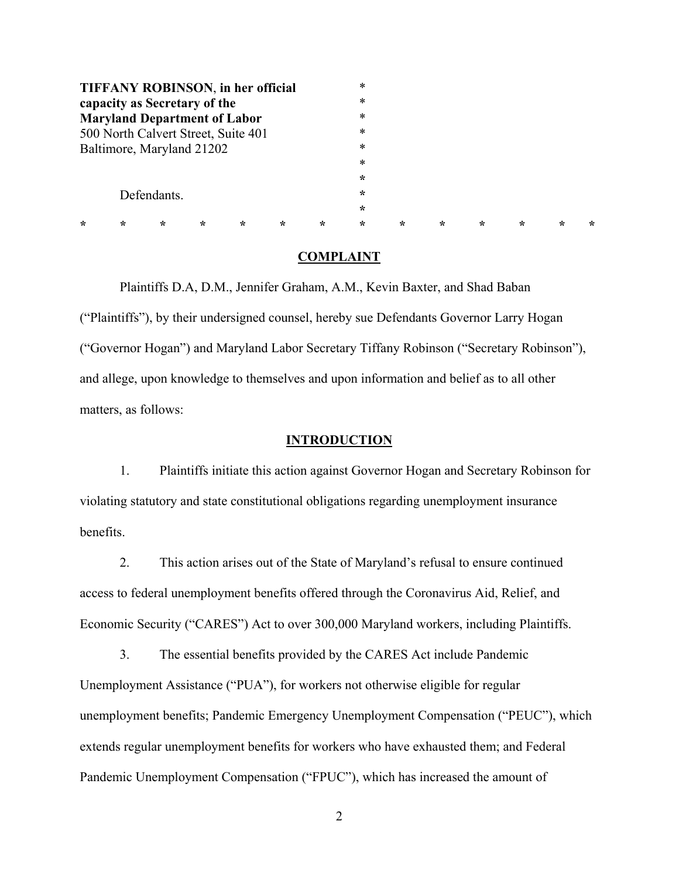**TIFFANY ROBINSON**, **in her official capacity as Secretary of the Maryland Department of Labor**
500 North Calvert Street, Suite 401
Baltimore, Maryland 21202

Defendants.

* * * * * * * * * * * * * *

## COMPLAINT

Plaintiffs D.A, D.M., Jennifer Graham, A.M., Kevin Baxter, and Shad Baban ("Plaintiffs"), by their undersigned counsel, hereby sue Defendants Governor Larry Hogan ("Governor Hogan") and Maryland Labor Secretary Tiffany Robinson ("Secretary Robinson"), and allege, upon knowledge to themselves and upon information and belief as to all other matters, as follows:

## INTRODUCTION

1. Plaintiffs initiate this action against Governor Hogan and Secretary Robinson for violating statutory and state constitutional obligations regarding unemployment insurance benefits.

2. This action arises out of the State of Maryland's refusal to ensure continued access to federal unemployment benefits offered through the Coronavirus Aid, Relief, and Economic Security ("CARES") Act to over 300,000 Maryland workers, including Plaintiffs.

3. The essential benefits provided by the CARES Act include Pandemic Unemployment Assistance ("PUA"), for workers not otherwise eligible for regular unemployment benefits; Pandemic Emergency Unemployment Compensation ("PEUC"), which extends regular unemployment benefits for workers who have exhausted them; and Federal Pandemic Unemployment Compensation ("FPUC"), which has increased the amount of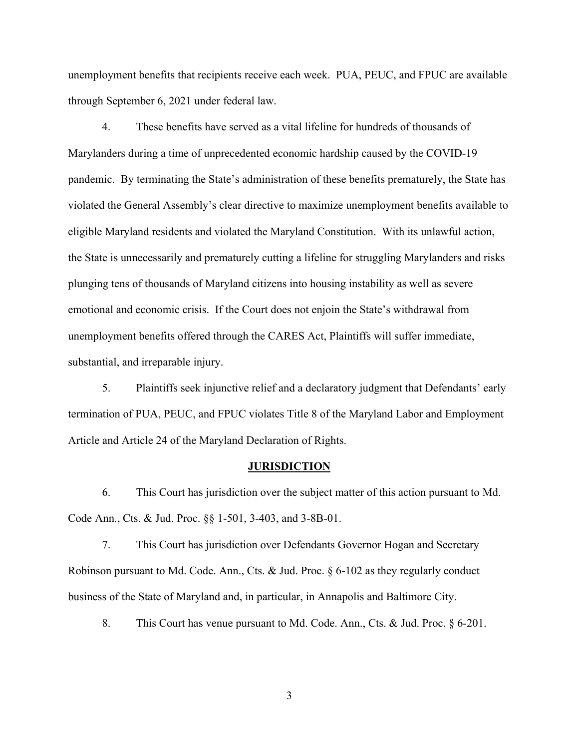unemployment benefits that recipients receive each week. PUA, PEUC, and FPUC are available through September 6, 2021 under federal law.

4. These benefits have served as a vital lifeline for hundreds of thousands of Marylanders during a time of unprecedented economic hardship caused by the COVID-19 pandemic. By terminating the State's administration of these benefits prematurely, the State has violated the General Assembly's clear directive to maximize unemployment benefits available to eligible Maryland residents and violated the Maryland Constitution. With its unlawful action, the State is unnecessarily and prematurely cutting a lifeline for struggling Marylanders and risks plunging tens of thousands of Maryland citizens into housing instability as well as severe emotional and economic crisis. If the Court does not enjoin the State's withdrawal from unemployment benefits offered through the CARES Act, Plaintiffs will suffer immediate, substantial, and irreparable injury.

5. Plaintiffs seek injunctive relief and a declaratory judgment that Defendants' early termination of PUA, PEUC, and FPUC violates Title 8 of the Maryland Labor and Employment Article and Article 24 of the Maryland Declaration of Rights.

## JURISDICTION

6. This Court has jurisdiction over the subject matter of this action pursuant to Md. Code Ann., Cts. & Jud. Proc. §§ 1-501, 3-403, and 3-8B-01.

7. This Court has jurisdiction over Defendants Governor Hogan and Secretary Robinson pursuant to Md. Code. Ann., Cts. & Jud. Proc. § 6-102 as they regularly conduct business of the State of Maryland and, in particular, in Annapolis and Baltimore City.

8. This Court has venue pursuant to Md. Code. Ann., Cts. & Jud. Proc. § 6-201.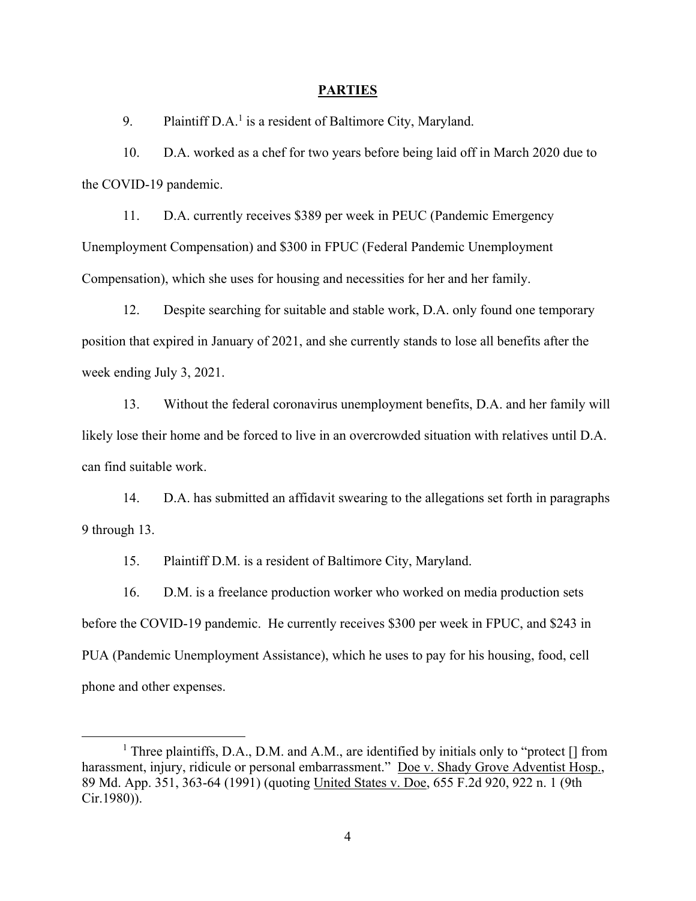## PARTIES

9. Plaintiff D.A.[1] is a resident of Baltimore City, Maryland.

10. D.A. worked as a chef for two years before being laid off in March 2020 due to the COVID-19 pandemic.

11. D.A. currently receives $389 per week in PEUC (Pandemic Emergency Unemployment Compensation) and $300 in FPUC (Federal Pandemic Unemployment Compensation), which she uses for housing and necessities for her and her family.

12. Despite searching for suitable and stable work, D.A. only found one temporary position that expired in January of 2021, and she currently stands to lose all benefits after the week ending July 3, 2021.

13. Without the federal coronavirus unemployment benefits, D.A. and her family will likely lose their home and be forced to live in an overcrowded situation with relatives until D.A. can find suitable work.

14. D.A. has submitted an affidavit swearing to the allegations set forth in paragraphs 9 through 13.

15. Plaintiff D.M. is a resident of Baltimore City, Maryland.

16. D.M. is a freelance production worker who worked on media production sets before the COVID-19 pandemic. He currently receives $300 per week in FPUC, and $243 in PUA (Pandemic Unemployment Assistance), which he uses to pay for his housing, food, cell phone and other expenses.

---

[1] Three plaintiffs, D.A., D.M. and A.M., are identified by initials only to "protect [] from harassment, injury, ridicule or personal embarrassment." Doe v. Shady Grove Adventist Hosp., 89 Md. App. 351, 363-64 (1991) (quoting United States v. Doe, 655 F.2d 920, 922 n. 1 (9th Cir.1980)).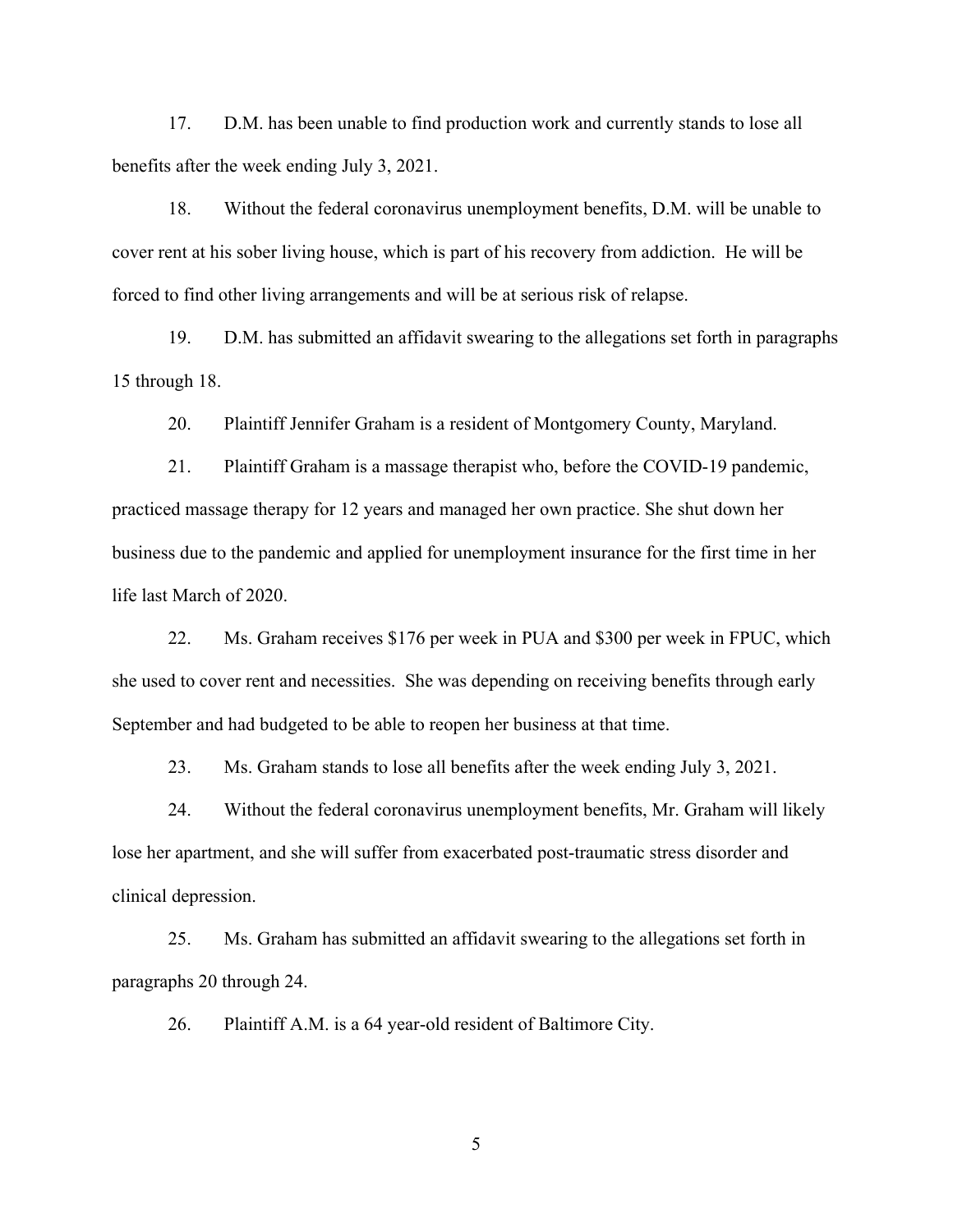17. D.M. has been unable to find production work and currently stands to lose all benefits after the week ending July 3, 2021.

18. Without the federal coronavirus unemployment benefits, D.M. will be unable to cover rent at his sober living house, which is part of his recovery from addiction. He will be forced to find other living arrangements and will be at serious risk of relapse.

19. D.M. has submitted an affidavit swearing to the allegations set forth in paragraphs 15 through 18.

20. Plaintiff Jennifer Graham is a resident of Montgomery County, Maryland.

21. Plaintiff Graham is a massage therapist who, before the COVID-19 pandemic, practiced massage therapy for 12 years and managed her own practice. She shut down her business due to the pandemic and applied for unemployment insurance for the first time in her life last March of 2020.

22. Ms. Graham receives $176 per week in PUA and $300 per week in FPUC, which she used to cover rent and necessities. She was depending on receiving benefits through early September and had budgeted to be able to reopen her business at that time.

23. Ms. Graham stands to lose all benefits after the week ending July 3, 2021.

24. Without the federal coronavirus unemployment benefits, Mr. Graham will likely lose her apartment, and she will suffer from exacerbated post-traumatic stress disorder and clinical depression.

25. Ms. Graham has submitted an affidavit swearing to the allegations set forth in paragraphs 20 through 24.

26. Plaintiff A.M. is a 64 year-old resident of Baltimore City.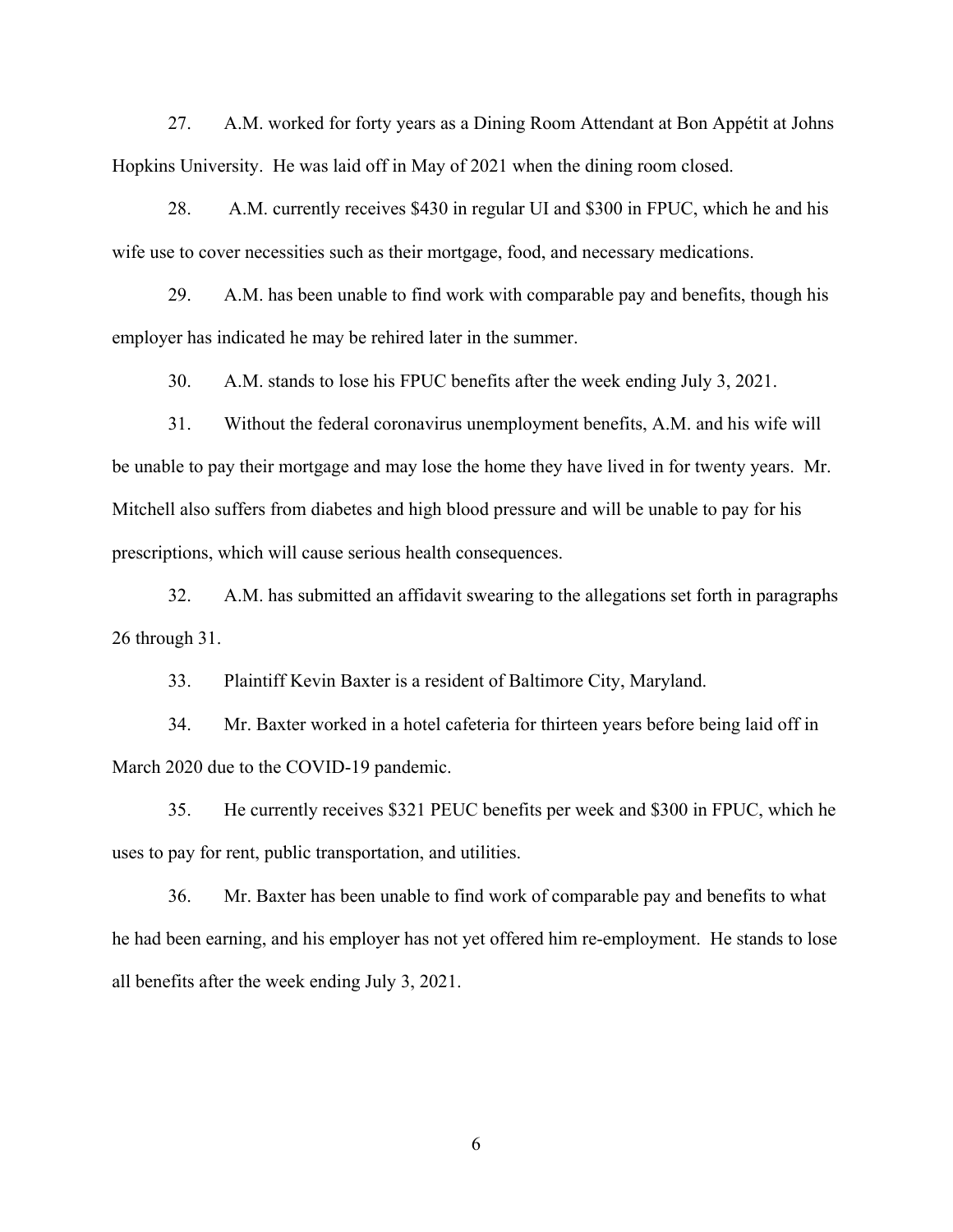27. A.M. worked for forty years as a Dining Room Attendant at Bon Appétit at Johns Hopkins University. He was laid off in May of 2021 when the dining room closed.

28. A.M. currently receives $430 in regular UI and $300 in FPUC, which he and his wife use to cover necessities such as their mortgage, food, and necessary medications.

29. A.M. has been unable to find work with comparable pay and benefits, though his employer has indicated he may be rehired later in the summer.

30. A.M. stands to lose his FPUC benefits after the week ending July 3, 2021.

31. Without the federal coronavirus unemployment benefits, A.M. and his wife will be unable to pay their mortgage and may lose the home they have lived in for twenty years. Mr. Mitchell also suffers from diabetes and high blood pressure and will be unable to pay for his prescriptions, which will cause serious health consequences.

32. A.M. has submitted an affidavit swearing to the allegations set forth in paragraphs 26 through 31.

33. Plaintiff Kevin Baxter is a resident of Baltimore City, Maryland.

34. Mr. Baxter worked in a hotel cafeteria for thirteen years before being laid off in March 2020 due to the COVID-19 pandemic.

35. He currently receives $321 PEUC benefits per week and $300 in FPUC, which he uses to pay for rent, public transportation, and utilities.

36. Mr. Baxter has been unable to find work of comparable pay and benefits to what he had been earning, and his employer has not yet offered him re-employment. He stands to lose all benefits after the week ending July 3, 2021.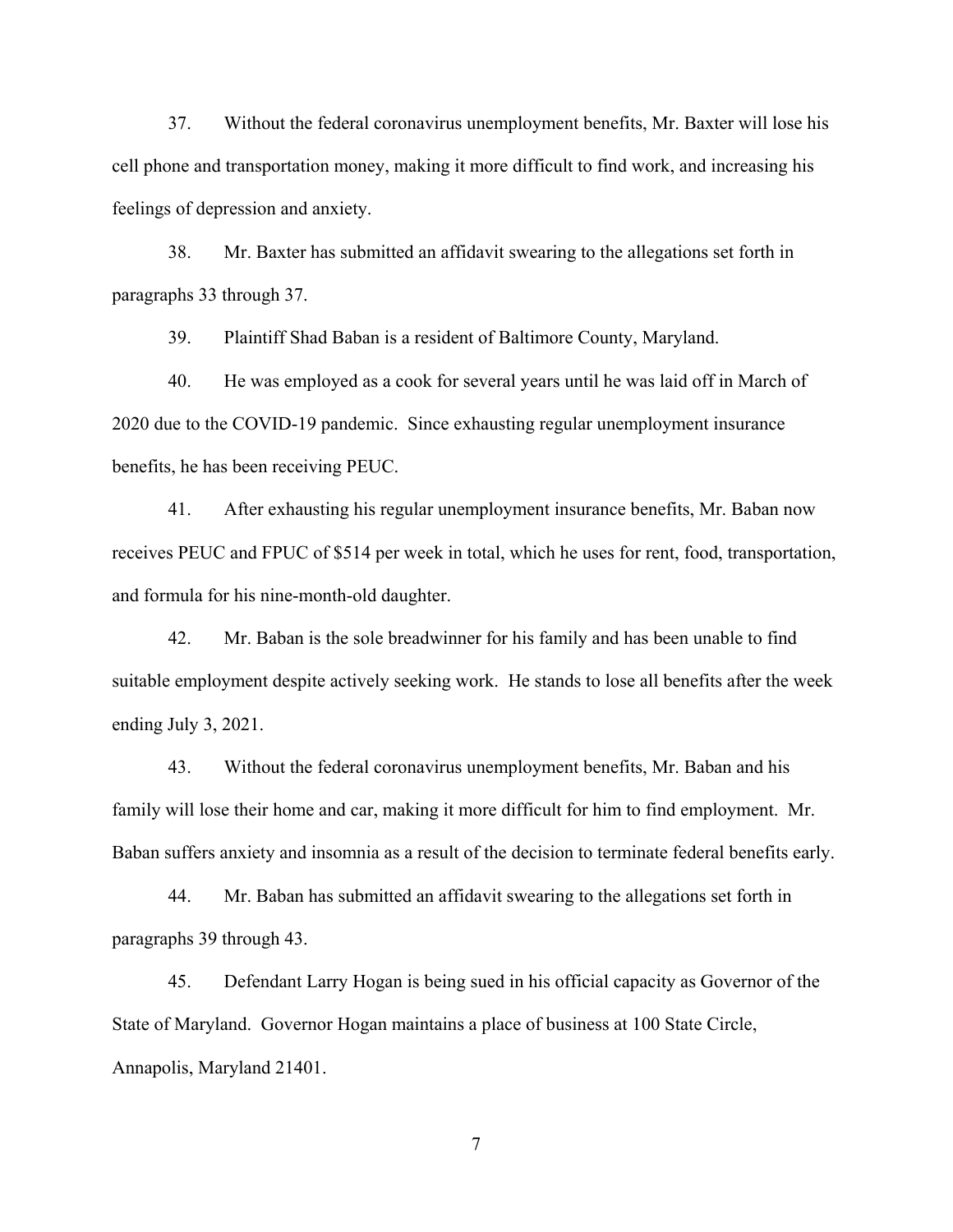37. Without the federal coronavirus unemployment benefits, Mr. Baxter will lose his cell phone and transportation money, making it more difficult to find work, and increasing his feelings of depression and anxiety.

38. Mr. Baxter has submitted an affidavit swearing to the allegations set forth in paragraphs 33 through 37.

39. Plaintiff Shad Baban is a resident of Baltimore County, Maryland.

40. He was employed as a cook for several years until he was laid off in March of 2020 due to the COVID-19 pandemic. Since exhausting regular unemployment insurance benefits, he has been receiving PEUC.

41. After exhausting his regular unemployment insurance benefits, Mr. Baban now receives PEUC and FPUC of $514 per week in total, which he uses for rent, food, transportation, and formula for his nine-month-old daughter.

42. Mr. Baban is the sole breadwinner for his family and has been unable to find suitable employment despite actively seeking work. He stands to lose all benefits after the week ending July 3, 2021.

43. Without the federal coronavirus unemployment benefits, Mr. Baban and his family will lose their home and car, making it more difficult for him to find employment. Mr. Baban suffers anxiety and insomnia as a result of the decision to terminate federal benefits early.

44. Mr. Baban has submitted an affidavit swearing to the allegations set forth in paragraphs 39 through 43.

45. Defendant Larry Hogan is being sued in his official capacity as Governor of the State of Maryland. Governor Hogan maintains a place of business at 100 State Circle, Annapolis, Maryland 21401.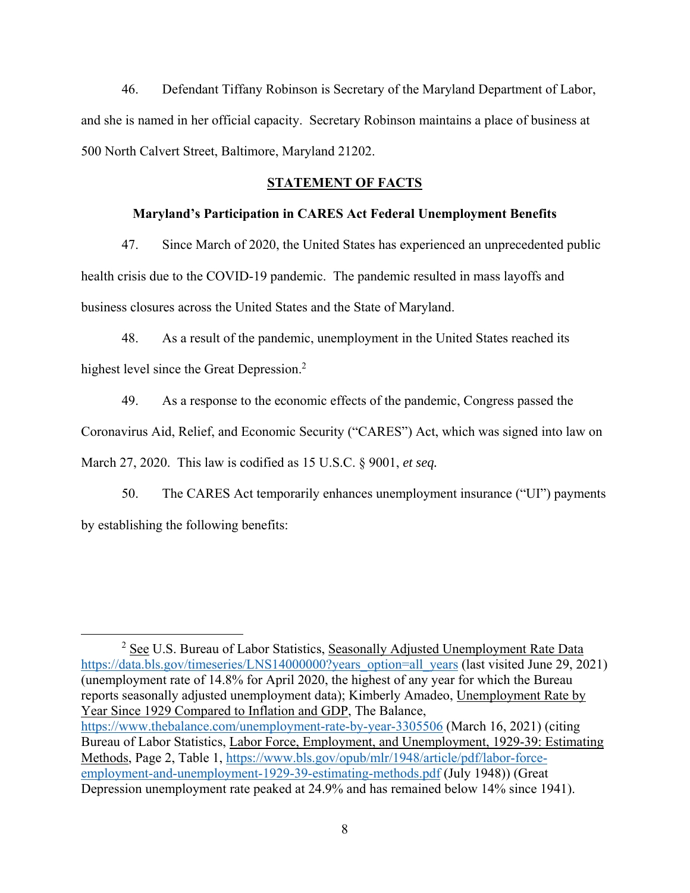46. Defendant Tiffany Robinson is Secretary of the Maryland Department of Labor, and she is named in her official capacity. Secretary Robinson maintains a place of business at 500 North Calvert Street, Baltimore, Maryland 21202.

## STATEMENT OF FACTS

### Maryland's Participation in CARES Act Federal Unemployment Benefits

47. Since March of 2020, the United States has experienced an unprecedented public health crisis due to the COVID-19 pandemic. The pandemic resulted in mass layoffs and business closures across the United States and the State of Maryland.

48. As a result of the pandemic, unemployment in the United States reached its highest level since the Great Depression.[2]

49. As a response to the economic effects of the pandemic, Congress passed the Coronavirus Aid, Relief, and Economic Security ("CARES") Act, which was signed into law on March 27, 2020. This law is codified as 15 U.S.C. § 9001, *et seq.*

50. The CARES Act temporarily enhances unemployment insurance ("UI") payments by establishing the following benefits:

---

[2] See U.S. Bureau of Labor Statistics, Seasonally Adjusted Unemployment Rate Data https://data.bls.gov/timeseries/LNS14000000?years_option=all_years (last visited June 29, 2021) (unemployment rate of 14.8% for April 2020, the highest of any year for which the Bureau reports seasonally adjusted unemployment data); Kimberly Amadeo, Unemployment Rate by Year Since 1929 Compared to Inflation and GDP, The Balance, https://www.thebalance.com/unemployment-rate-by-year-3305506 (March 16, 2021) (citing Bureau of Labor Statistics, Labor Force, Employment, and Unemployment, 1929-39: Estimating Methods, Page 2, Table 1, https://www.bls.gov/opub/mlr/1948/article/pdf/labor-force-employment-and-unemployment-1929-39-estimating-methods.pdf (July 1948)) (Great Depression unemployment rate peaked at 24.9% and has remained below 14% since 1941).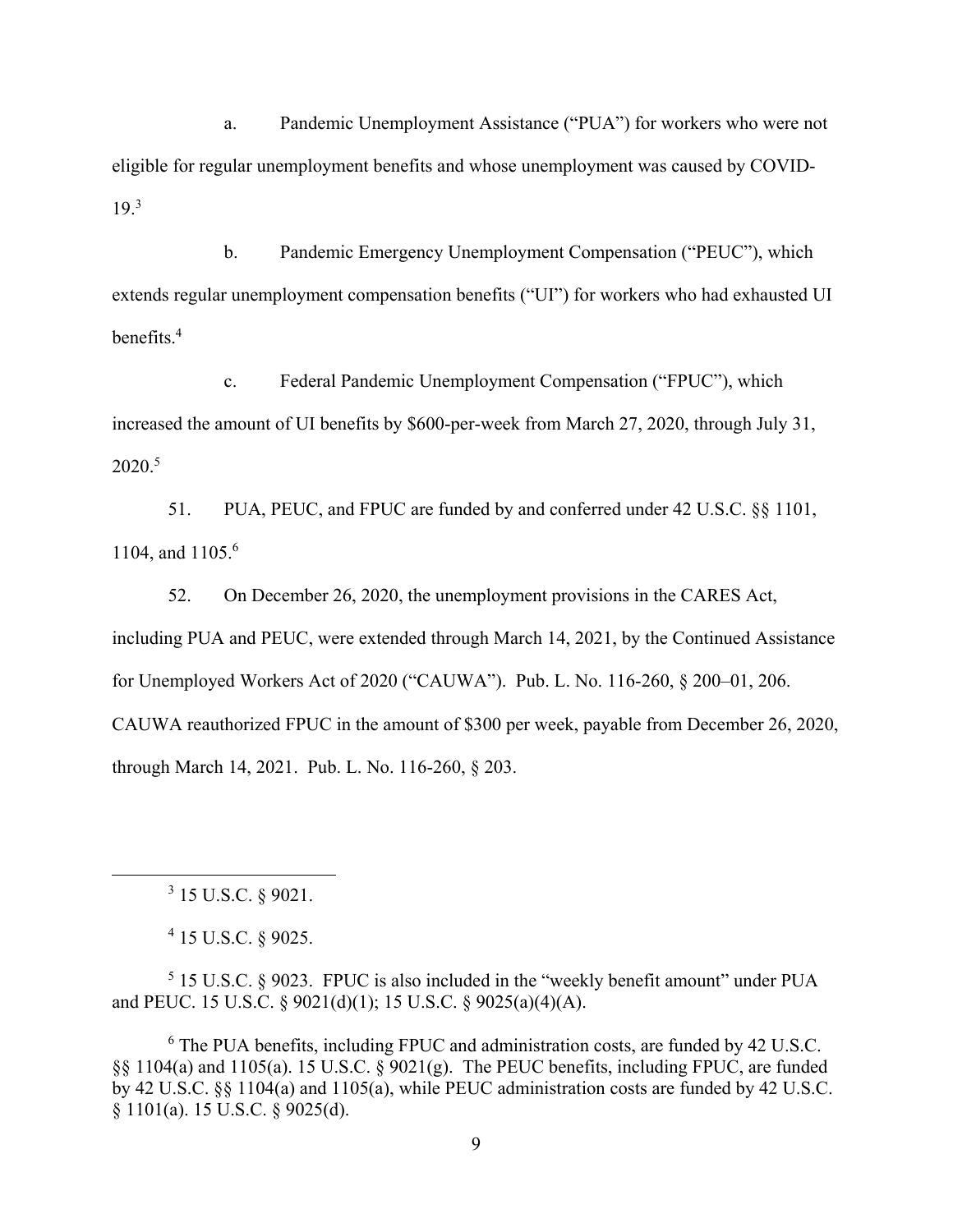a. Pandemic Unemployment Assistance ("PUA") for workers who were not eligible for regular unemployment benefits and whose unemployment was caused by COVID-19.[3]

b. Pandemic Emergency Unemployment Compensation ("PEUC"), which extends regular unemployment compensation benefits ("UI") for workers who had exhausted UI benefits.[4]

c. Federal Pandemic Unemployment Compensation ("FPUC"), which increased the amount of UI benefits by $600-per-week from March 27, 2020, through July 31, 2020.[5]

51. PUA, PEUC, and FPUC are funded by and conferred under 42 U.S.C. §§ 1101, 1104, and 1105.[6]

52. On December 26, 2020, the unemployment provisions in the CARES Act, including PUA and PEUC, were extended through March 14, 2021, by the Continued Assistance for Unemployed Workers Act of 2020 ("CAUWA"). Pub. L. No. 116-260, § 200–01, 206. CAUWA reauthorized FPUC in the amount of $300 per week, payable from December 26, 2020, through March 14, 2021. Pub. L. No. 116-260, § 203.

---

[3] 15 U.S.C. § 9021.

[4] 15 U.S.C. § 9025.

[5] 15 U.S.C. § 9023. FPUC is also included in the "weekly benefit amount" under PUA and PEUC. 15 U.S.C. § 9021(d)(1); 15 U.S.C. § 9025(a)(4)(A).

[6] The PUA benefits, including FPUC and administration costs, are funded by 42 U.S.C. §§ 1104(a) and 1105(a). 15 U.S.C. § 9021(g). The PEUC benefits, including FPUC, are funded by 42 U.S.C. §§ 1104(a) and 1105(a), while PEUC administration costs are funded by 42 U.S.C. § 1101(a). 15 U.S.C. § 9025(d).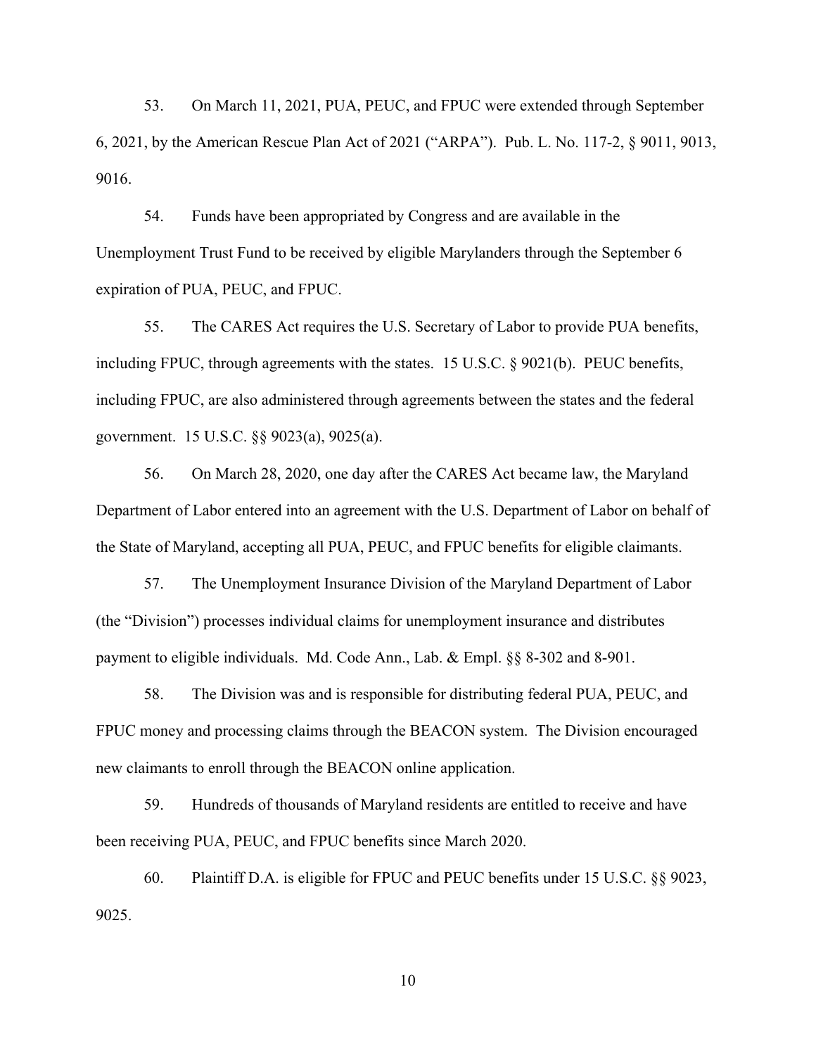53. On March 11, 2021, PUA, PEUC, and FPUC were extended through September 6, 2021, by the American Rescue Plan Act of 2021 ("ARPA"). Pub. L. No. 117-2, § 9011, 9013, 9016.

54. Funds have been appropriated by Congress and are available in the Unemployment Trust Fund to be received by eligible Marylanders through the September 6 expiration of PUA, PEUC, and FPUC.

55. The CARES Act requires the U.S. Secretary of Labor to provide PUA benefits, including FPUC, through agreements with the states. 15 U.S.C. § 9021(b). PEUC benefits, including FPUC, are also administered through agreements between the states and the federal government. 15 U.S.C. §§ 9023(a), 9025(a).

56. On March 28, 2020, one day after the CARES Act became law, the Maryland Department of Labor entered into an agreement with the U.S. Department of Labor on behalf of the State of Maryland, accepting all PUA, PEUC, and FPUC benefits for eligible claimants.

57. The Unemployment Insurance Division of the Maryland Department of Labor (the "Division") processes individual claims for unemployment insurance and distributes payment to eligible individuals. Md. Code Ann., Lab. & Empl. §§ 8-302 and 8-901.

58. The Division was and is responsible for distributing federal PUA, PEUC, and FPUC money and processing claims through the BEACON system. The Division encouraged new claimants to enroll through the BEACON online application.

59. Hundreds of thousands of Maryland residents are entitled to receive and have been receiving PUA, PEUC, and FPUC benefits since March 2020.

60. Plaintiff D.A. is eligible for FPUC and PEUC benefits under 15 U.S.C. §§ 9023, 9025.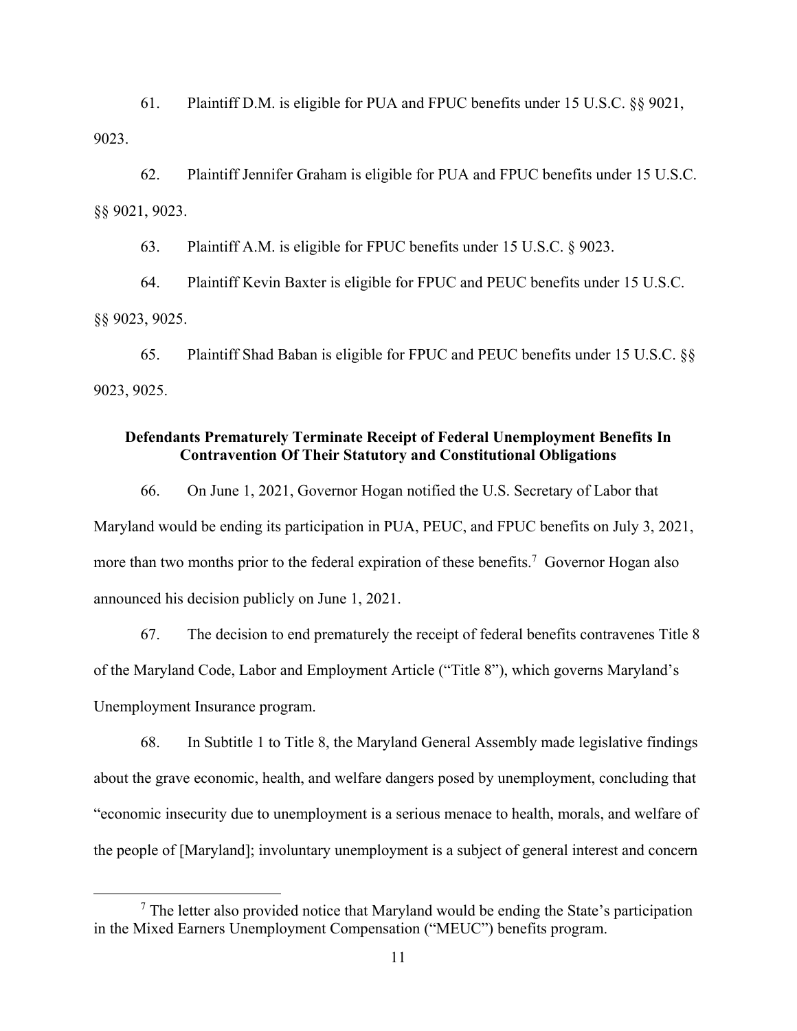61. Plaintiff D.M. is eligible for PUA and FPUC benefits under 15 U.S.C. §§ 9021, 9023.

62. Plaintiff Jennifer Graham is eligible for PUA and FPUC benefits under 15 U.S.C. §§ 9021, 9023.

63. Plaintiff A.M. is eligible for FPUC benefits under 15 U.S.C. § 9023.

64. Plaintiff Kevin Baxter is eligible for FPUC and PEUC benefits under 15 U.S.C. §§ 9023, 9025.

65. Plaintiff Shad Baban is eligible for FPUC and PEUC benefits under 15 U.S.C. §§ 9023, 9025.

**Defendants Prematurely Terminate Receipt of Federal Unemployment Benefits In Contravention Of Their Statutory and Constitutional Obligations**

66. On June 1, 2021, Governor Hogan notified the U.S. Secretary of Labor that Maryland would be ending its participation in PUA, PEUC, and FPUC benefits on July 3, 2021, more than two months prior to the federal expiration of these benefits.[7] Governor Hogan also announced his decision publicly on June 1, 2021.

67. The decision to end prematurely the receipt of federal benefits contravenes Title 8 of the Maryland Code, Labor and Employment Article ("Title 8"), which governs Maryland's Unemployment Insurance program.

68. In Subtitle 1 to Title 8, the Maryland General Assembly made legislative findings about the grave economic, health, and welfare dangers posed by unemployment, concluding that "economic insecurity due to unemployment is a serious menace to health, morals, and welfare of the people of [Maryland]; involuntary unemployment is a subject of general interest and concern

[7] The letter also provided notice that Maryland would be ending the State's participation in the Mixed Earners Unemployment Compensation ("MEUC") benefits program.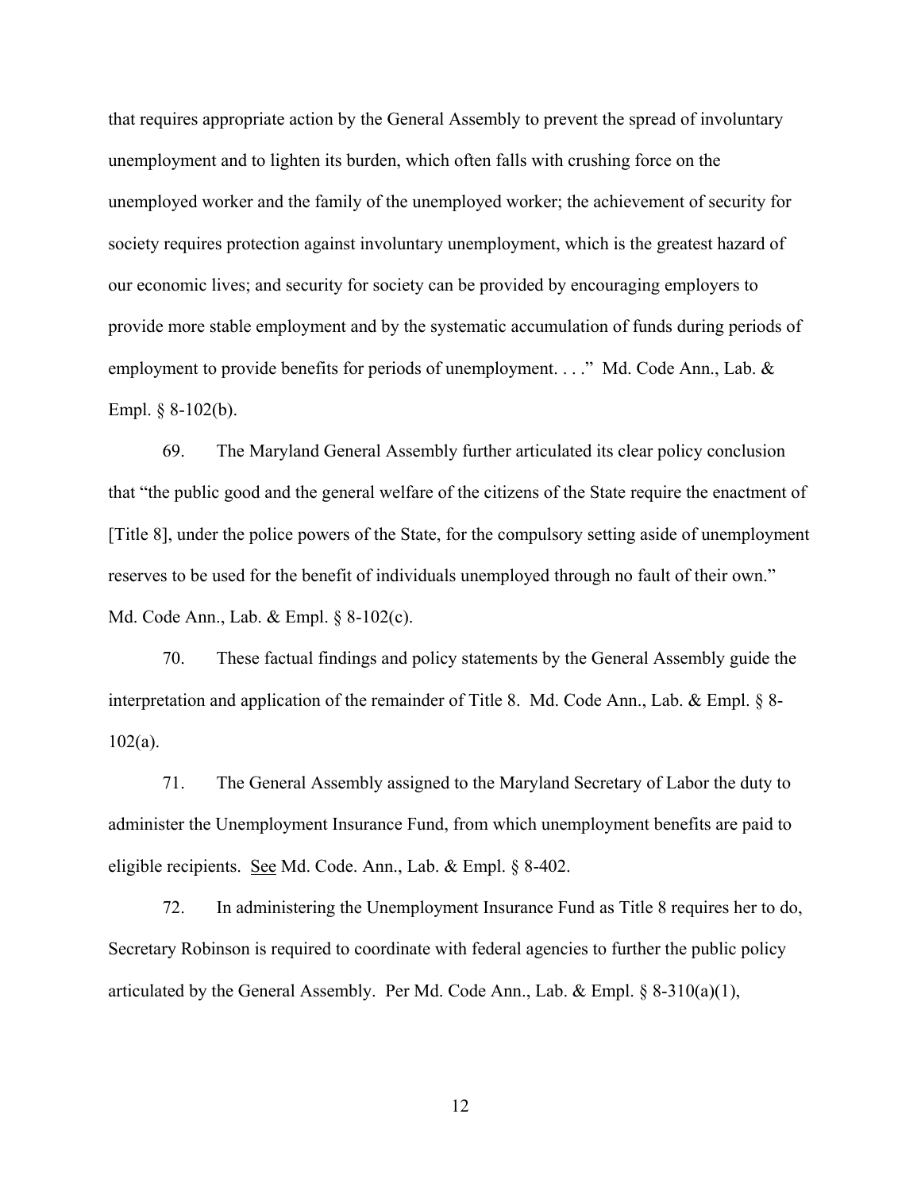that requires appropriate action by the General Assembly to prevent the spread of involuntary unemployment and to lighten its burden, which often falls with crushing force on the unemployed worker and the family of the unemployed worker; the achievement of security for society requires protection against involuntary unemployment, which is the greatest hazard of our economic lives; and security for society can be provided by encouraging employers to provide more stable employment and by the systematic accumulation of funds during periods of employment to provide benefits for periods of unemployment. . . ." Md. Code Ann., Lab. & Empl. § 8-102(b).

69. The Maryland General Assembly further articulated its clear policy conclusion that "the public good and the general welfare of the citizens of the State require the enactment of [Title 8], under the police powers of the State, for the compulsory setting aside of unemployment reserves to be used for the benefit of individuals unemployed through no fault of their own." Md. Code Ann., Lab. & Empl. § 8-102(c).

70. These factual findings and policy statements by the General Assembly guide the interpretation and application of the remainder of Title 8. Md. Code Ann., Lab. & Empl. § 8-102(a).

71. The General Assembly assigned to the Maryland Secretary of Labor the duty to administer the Unemployment Insurance Fund, from which unemployment benefits are paid to eligible recipients. See Md. Code. Ann., Lab. & Empl. § 8-402.

72. In administering the Unemployment Insurance Fund as Title 8 requires her to do, Secretary Robinson is required to coordinate with federal agencies to further the public policy articulated by the General Assembly. Per Md. Code Ann., Lab. & Empl. § 8-310(a)(1),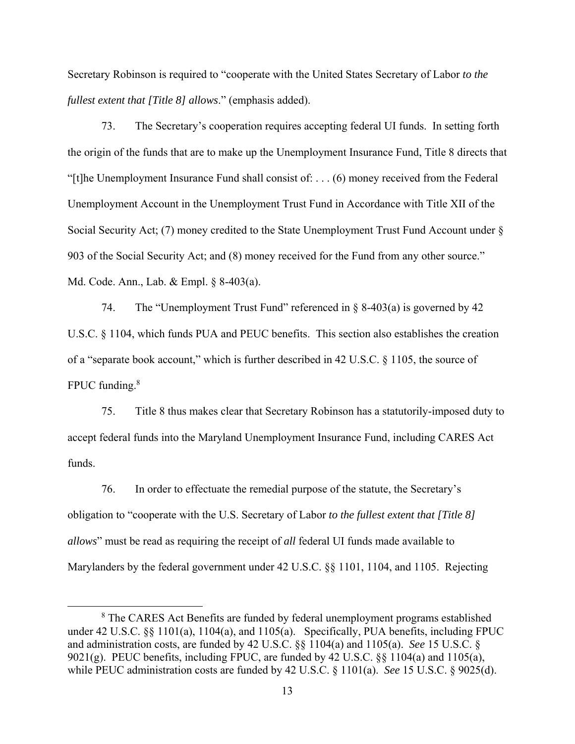Secretary Robinson is required to "cooperate with the United States Secretary of Labor *to the fullest extent that [Title 8] allows*." (emphasis added).

73. The Secretary's cooperation requires accepting federal UI funds. In setting forth the origin of the funds that are to make up the Unemployment Insurance Fund, Title 8 directs that "[t]he Unemployment Insurance Fund shall consist of: . . . (6) money received from the Federal Unemployment Account in the Unemployment Trust Fund in Accordance with Title XII of the Social Security Act; (7) money credited to the State Unemployment Trust Fund Account under § 903 of the Social Security Act; and (8) money received for the Fund from any other source." Md. Code. Ann., Lab. & Empl. § 8-403(a).

74. The "Unemployment Trust Fund" referenced in § 8-403(a) is governed by 42 U.S.C. § 1104, which funds PUA and PEUC benefits. This section also establishes the creation of a "separate book account," which is further described in 42 U.S.C. § 1105, the source of FPUC funding.[8]

75. Title 8 thus makes clear that Secretary Robinson has a statutorily-imposed duty to accept federal funds into the Maryland Unemployment Insurance Fund, including CARES Act funds.

76. In order to effectuate the remedial purpose of the statute, the Secretary's obligation to "cooperate with the U.S. Secretary of Labor *to the fullest extent that [Title 8] allows*" must be read as requiring the receipt of *all* federal UI funds made available to Marylanders by the federal government under 42 U.S.C. §§ 1101, 1104, and 1105. Rejecting

[8] The CARES Act Benefits are funded by federal unemployment programs established under 42 U.S.C. §§ 1101(a), 1104(a), and 1105(a). Specifically, PUA benefits, including FPUC and administration costs, are funded by 42 U.S.C. §§ 1104(a) and 1105(a). *See* 15 U.S.C. § 9021(g). PEUC benefits, including FPUC, are funded by 42 U.S.C. §§ 1104(a) and 1105(a), while PEUC administration costs are funded by 42 U.S.C. § 1101(a). *See* 15 U.S.C. § 9025(d).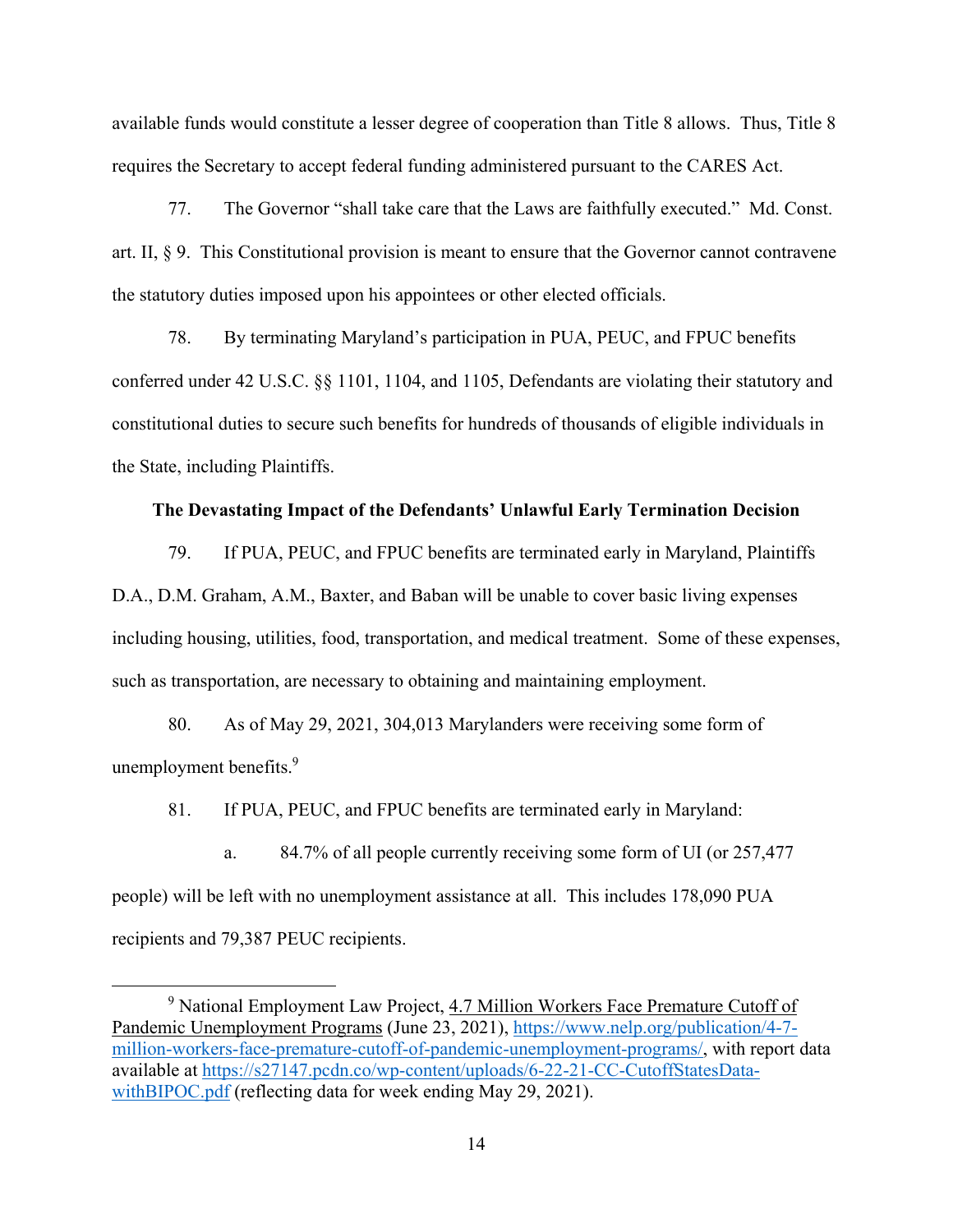available funds would constitute a lesser degree of cooperation than Title 8 allows. Thus, Title 8 requires the Secretary to accept federal funding administered pursuant to the CARES Act.

77. The Governor "shall take care that the Laws are faithfully executed." Md. Const. art. II, § 9. This Constitutional provision is meant to ensure that the Governor cannot contravene the statutory duties imposed upon his appointees or other elected officials.

78. By terminating Maryland's participation in PUA, PEUC, and FPUC benefits conferred under 42 U.S.C. §§ 1101, 1104, and 1105, Defendants are violating their statutory and constitutional duties to secure such benefits for hundreds of thousands of eligible individuals in the State, including Plaintiffs.

**The Devastating Impact of the Defendants' Unlawful Early Termination Decision**

79. If PUA, PEUC, and FPUC benefits are terminated early in Maryland, Plaintiffs D.A., D.M. Graham, A.M., Baxter, and Baban will be unable to cover basic living expenses including housing, utilities, food, transportation, and medical treatment. Some of these expenses, such as transportation, are necessary to obtaining and maintaining employment.

80. As of May 29, 2021, 304,013 Marylanders were receiving some form of unemployment benefits.[9]

81. If PUA, PEUC, and FPUC benefits are terminated early in Maryland:

a. 84.7% of all people currently receiving some form of UI (or 257,477 people) will be left with no unemployment assistance at all. This includes 178,090 PUA recipients and 79,387 PEUC recipients.

---

[9] National Employment Law Project, 4.7 Million Workers Face Premature Cutoff of Pandemic Unemployment Programs (June 23, 2021), https://www.nelp.org/publication/4-7-million-workers-face-premature-cutoff-of-pandemic-unemployment-programs/, with report data available at https://s27147.pcdn.co/wp-content/uploads/6-22-21-CC-CutoffStatesData-withBIPOC.pdf (reflecting data for week ending May 29, 2021).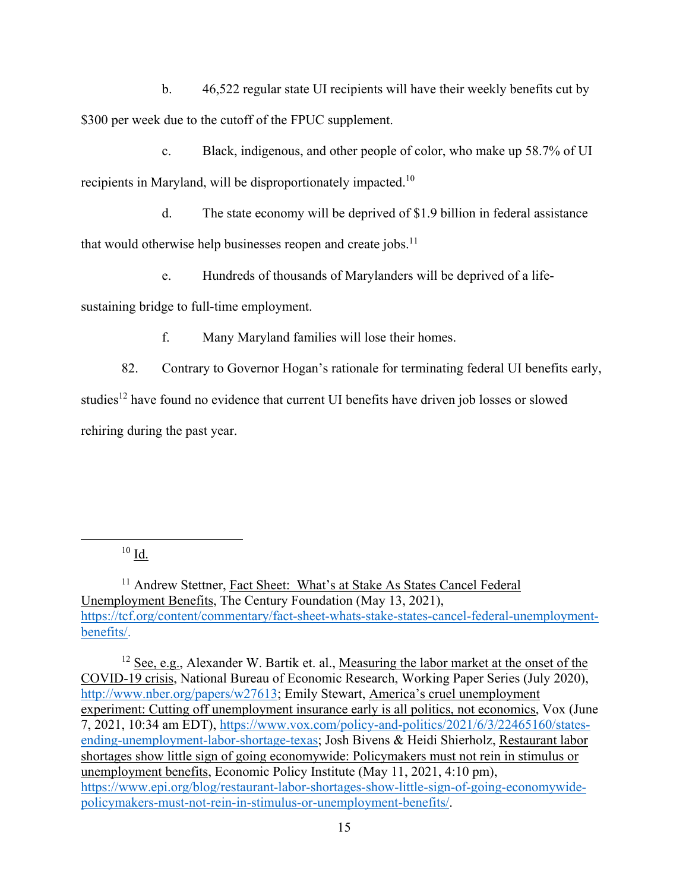b. 46,522 regular state UI recipients will have their weekly benefits cut by $300 per week due to the cutoff of the FPUC supplement.

c. Black, indigenous, and other people of color, who make up 58.7% of UI recipients in Maryland, will be disproportionately impacted.[10]

d. The state economy will be deprived of $1.9 billion in federal assistance that would otherwise help businesses reopen and create jobs.[11]

e. Hundreds of thousands of Marylanders will be deprived of a life-sustaining bridge to full-time employment.

f. Many Maryland families will lose their homes.

82. Contrary to Governor Hogan's rationale for terminating federal UI benefits early, studies[12] have found no evidence that current UI benefits have driven job losses or slowed rehiring during the past year.

---

[10] Id.

[11] Andrew Stettner, Fact Sheet: What's at Stake As States Cancel Federal Unemployment Benefits, The Century Foundation (May 13, 2021), https://tcf.org/content/commentary/fact-sheet-whats-stake-states-cancel-federal-unemployment-benefits/.

[12] See, e.g., Alexander W. Bartik et. al., Measuring the labor market at the onset of the COVID-19 crisis, National Bureau of Economic Research, Working Paper Series (July 2020), http://www.nber.org/papers/w27613; Emily Stewart, America's cruel unemployment experiment: Cutting off unemployment insurance early is all politics, not economics, Vox (June 7, 2021, 10:34 am EDT), https://www.vox.com/policy-and-politics/2021/6/3/22465160/states-ending-unemployment-labor-shortage-texas; Josh Bivens & Heidi Shierholz, Restaurant labor shortages show little sign of going economywide: Policymakers must not rein in stimulus or unemployment benefits, Economic Policy Institute (May 11, 2021, 4:10 pm), https://www.epi.org/blog/restaurant-labor-shortages-show-little-sign-of-going-economywide-policymakers-must-not-rein-in-stimulus-or-unemployment-benefits/.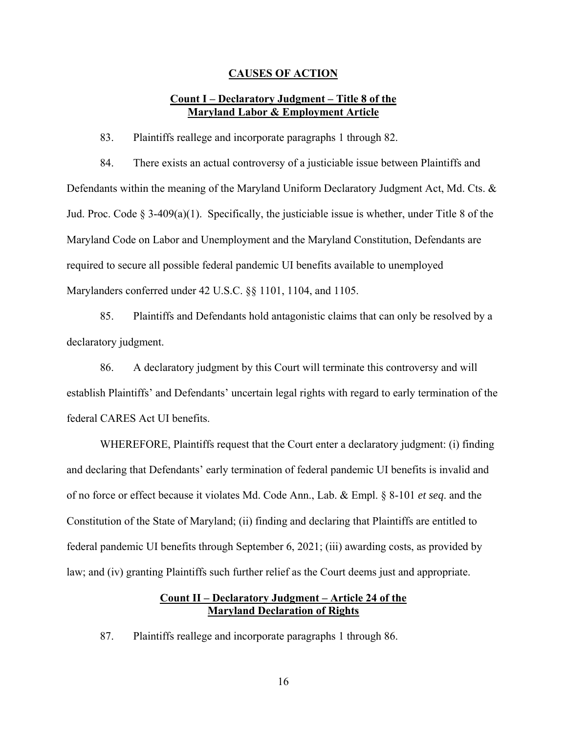## CAUSES OF ACTION

### Count I – Declaratory Judgment – Title 8 of the Maryland Labor & Employment Article

83. Plaintiffs reallege and incorporate paragraphs 1 through 82.

84. There exists an actual controversy of a justiciable issue between Plaintiffs and Defendants within the meaning of the Maryland Uniform Declaratory Judgment Act, Md. Cts. & Jud. Proc. Code § 3-409(a)(1). Specifically, the justiciable issue is whether, under Title 8 of the Maryland Code on Labor and Unemployment and the Maryland Constitution, Defendants are required to secure all possible federal pandemic UI benefits available to unemployed Marylanders conferred under 42 U.S.C. §§ 1101, 1104, and 1105.

85. Plaintiffs and Defendants hold antagonistic claims that can only be resolved by a declaratory judgment.

86. A declaratory judgment by this Court will terminate this controversy and will establish Plaintiffs' and Defendants' uncertain legal rights with regard to early termination of the federal CARES Act UI benefits.

WHEREFORE, Plaintiffs request that the Court enter a declaratory judgment: (i) finding and declaring that Defendants' early termination of federal pandemic UI benefits is invalid and of no force or effect because it violates Md. Code Ann., Lab. & Empl. § 8-101 *et seq.* and the Constitution of the State of Maryland; (ii) finding and declaring that Plaintiffs are entitled to federal pandemic UI benefits through September 6, 2021; (iii) awarding costs, as provided by law; and (iv) granting Plaintiffs such further relief as the Court deems just and appropriate.

### Count II – Declaratory Judgment – Article 24 of the Maryland Declaration of Rights

87. Plaintiffs reallege and incorporate paragraphs 1 through 86.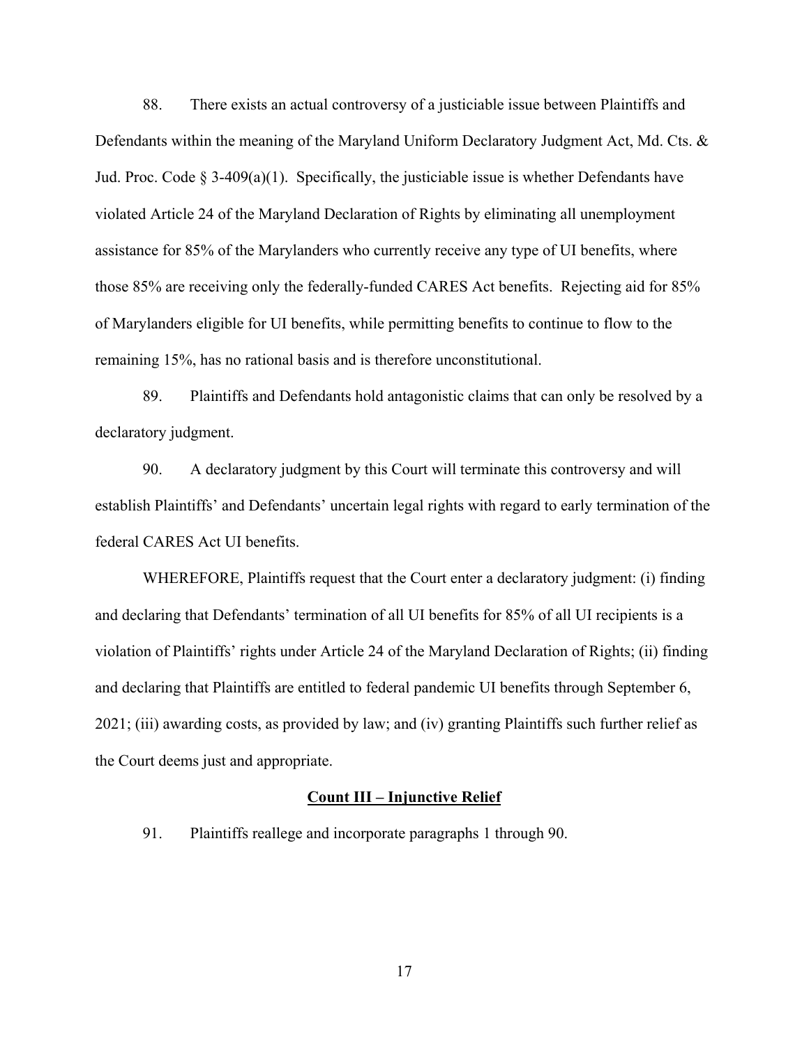88. There exists an actual controversy of a justiciable issue between Plaintiffs and Defendants within the meaning of the Maryland Uniform Declaratory Judgment Act, Md. Cts. & Jud. Proc. Code § 3-409(a)(1). Specifically, the justiciable issue is whether Defendants have violated Article 24 of the Maryland Declaration of Rights by eliminating all unemployment assistance for 85% of the Marylanders who currently receive any type of UI benefits, where those 85% are receiving only the federally-funded CARES Act benefits. Rejecting aid for 85% of Marylanders eligible for UI benefits, while permitting benefits to continue to flow to the remaining 15%, has no rational basis and is therefore unconstitutional.

89. Plaintiffs and Defendants hold antagonistic claims that can only be resolved by a declaratory judgment.

90. A declaratory judgment by this Court will terminate this controversy and will establish Plaintiffs' and Defendants' uncertain legal rights with regard to early termination of the federal CARES Act UI benefits.

WHEREFORE, Plaintiffs request that the Court enter a declaratory judgment: (i) finding and declaring that Defendants' termination of all UI benefits for 85% of all UI recipients is a violation of Plaintiffs' rights under Article 24 of the Maryland Declaration of Rights; (ii) finding and declaring that Plaintiffs are entitled to federal pandemic UI benefits through September 6, 2021; (iii) awarding costs, as provided by law; and (iv) granting Plaintiffs such further relief as the Court deems just and appropriate.

## Count III – Injunctive Relief

91. Plaintiffs reallege and incorporate paragraphs 1 through 90.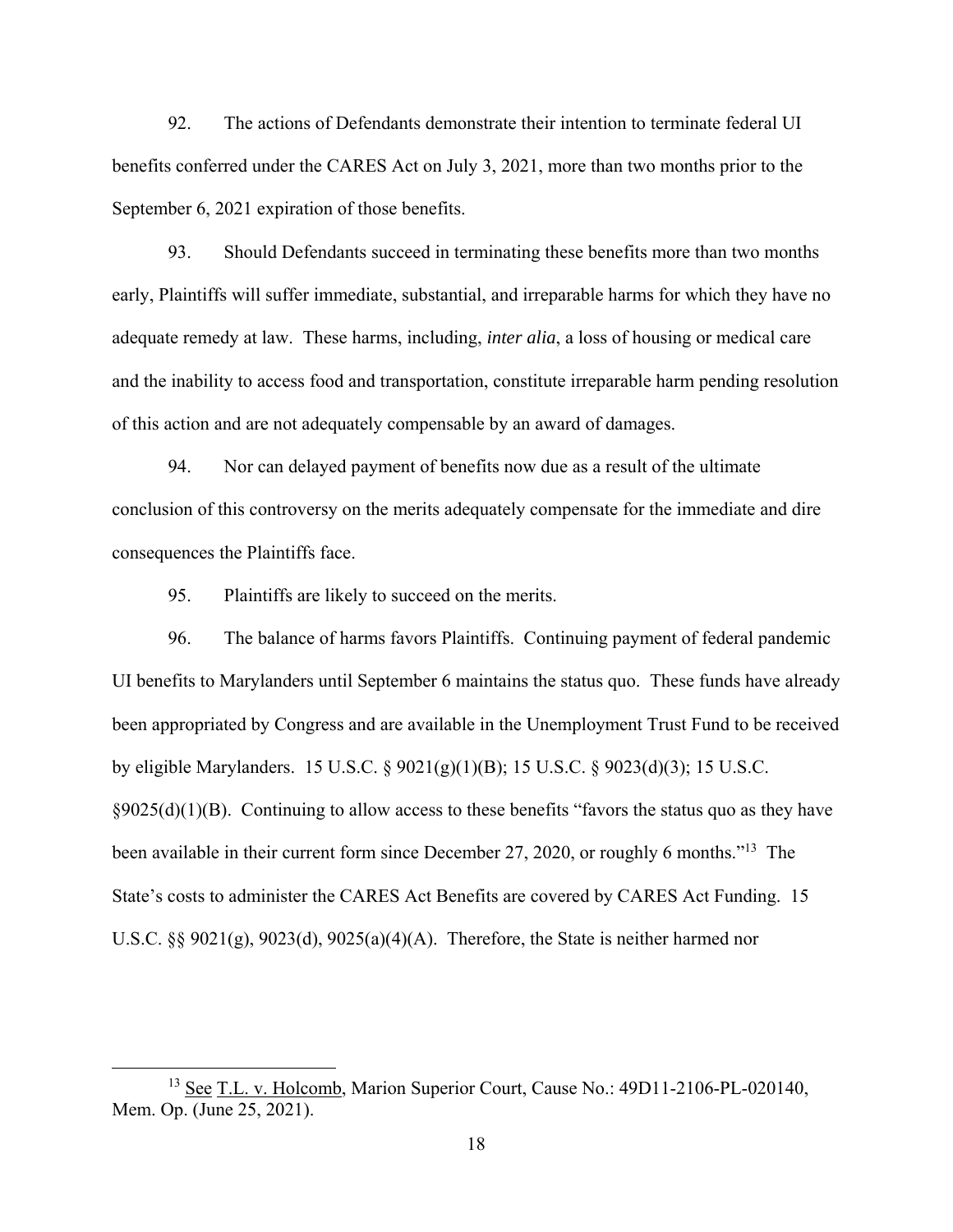92. The actions of Defendants demonstrate their intention to terminate federal UI benefits conferred under the CARES Act on July 3, 2021, more than two months prior to the September 6, 2021 expiration of those benefits.

93. Should Defendants succeed in terminating these benefits more than two months early, Plaintiffs will suffer immediate, substantial, and irreparable harms for which they have no adequate remedy at law. These harms, including, *inter alia*, a loss of housing or medical care and the inability to access food and transportation, constitute irreparable harm pending resolution of this action and are not adequately compensable by an award of damages.

94. Nor can delayed payment of benefits now due as a result of the ultimate conclusion of this controversy on the merits adequately compensate for the immediate and dire consequences the Plaintiffs face.

95. Plaintiffs are likely to succeed on the merits.

96. The balance of harms favors Plaintiffs. Continuing payment of federal pandemic UI benefits to Marylanders until September 6 maintains the status quo. These funds have already been appropriated by Congress and are available in the Unemployment Trust Fund to be received by eligible Marylanders. 15 U.S.C. § 9021(g)(1)(B); 15 U.S.C. § 9023(d)(3); 15 U.S.C. §9025(d)(1)(B). Continuing to allow access to these benefits "favors the status quo as they have been available in their current form since December 27, 2020, or roughly 6 months."[13] The State's costs to administer the CARES Act Benefits are covered by CARES Act Funding. 15 U.S.C. §§ 9021(g), 9023(d), 9025(a)(4)(A). Therefore, the State is neither harmed nor

[13] See T.L. v. Holcomb, Marion Superior Court, Cause No.: 49D11-2106-PL-020140, Mem. Op. (June 25, 2021).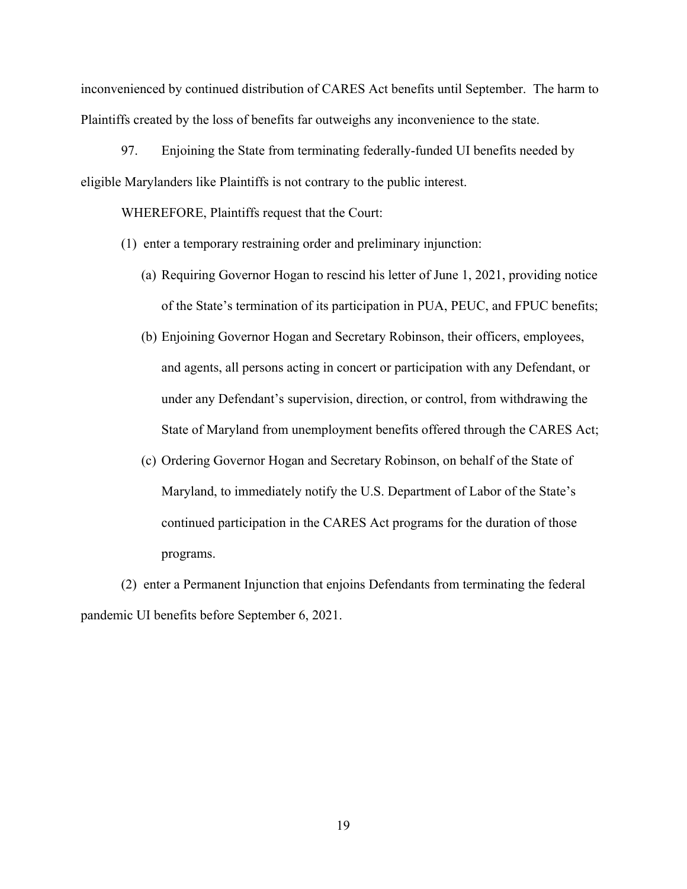inconvenienced by continued distribution of CARES Act benefits until September. The harm to Plaintiffs created by the loss of benefits far outweighs any inconvenience to the state.

97. Enjoining the State from terminating federally-funded UI benefits needed by eligible Marylanders like Plaintiffs is not contrary to the public interest.

WHEREFORE, Plaintiffs request that the Court:

(1) enter a temporary restraining order and preliminary injunction:

  - (a) Requiring Governor Hogan to rescind his letter of June 1, 2021, providing notice of the State's termination of its participation in PUA, PEUC, and FPUC benefits;
  - (b) Enjoining Governor Hogan and Secretary Robinson, their officers, employees, and agents, all persons acting in concert or participation with any Defendant, or under any Defendant's supervision, direction, or control, from withdrawing the State of Maryland from unemployment benefits offered through the CARES Act;
  - (c) Ordering Governor Hogan and Secretary Robinson, on behalf of the State of Maryland, to immediately notify the U.S. Department of Labor of the State's continued participation in the CARES Act programs for the duration of those programs.

(2) enter a Permanent Injunction that enjoins Defendants from terminating the federal pandemic UI benefits before September 6, 2021.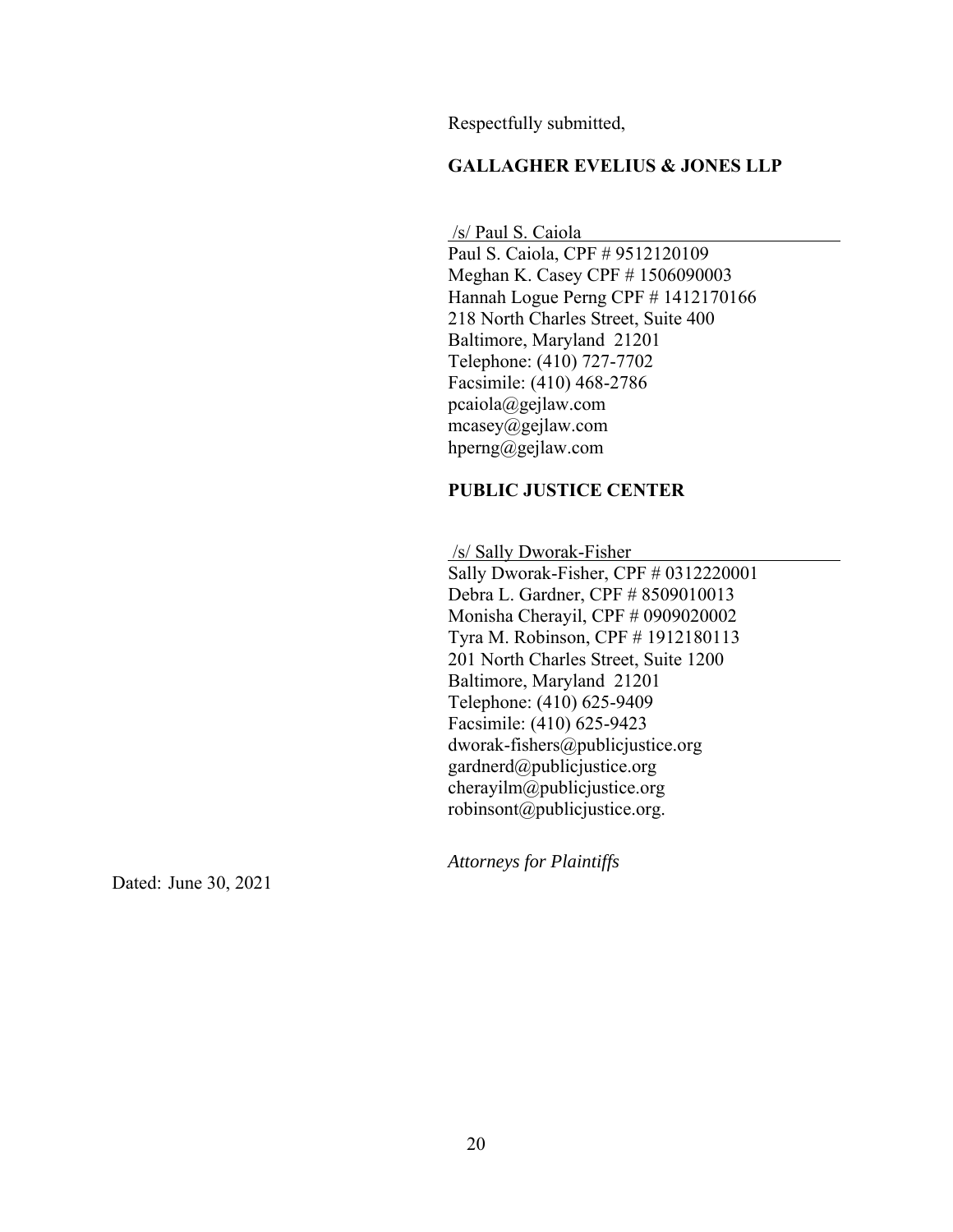Respectfully submitted,

**GALLAGHER EVELIUS & JONES LLP**

/s/ Paul S. Caiola

Paul S. Caiola, CPF # 9512120109
Meghan K. Casey CPF # 1506090003
Hannah Logue Perng CPF # 1412170166
218 North Charles Street, Suite 400
Baltimore, Maryland 21201
Telephone: (410) 727-7702
Facsimile: (410) 468-2786
pcaiola@gejlaw.com
mcasey@gejlaw.com
hperng@gejlaw.com

**PUBLIC JUSTICE CENTER**

/s/ Sally Dworak-Fisher

Sally Dworak-Fisher, CPF # 0312220001
Debra L. Gardner, CPF # 8509010013
Monisha Cherayil, CPF # 0909020002
Tyra M. Robinson, CPF # 1912180113
201 North Charles Street, Suite 1200
Baltimore, Maryland 21201
Telephone: (410) 625-9409
Facsimile: (410) 625-9423
dworak-fishers@publicjustice.org
gardnerd@publicjustice.org
cherayilm@publicjustice.org
robinsont@publicjustice.org.

*Attorneys for Plaintiffs*

Dated: June 30, 2021